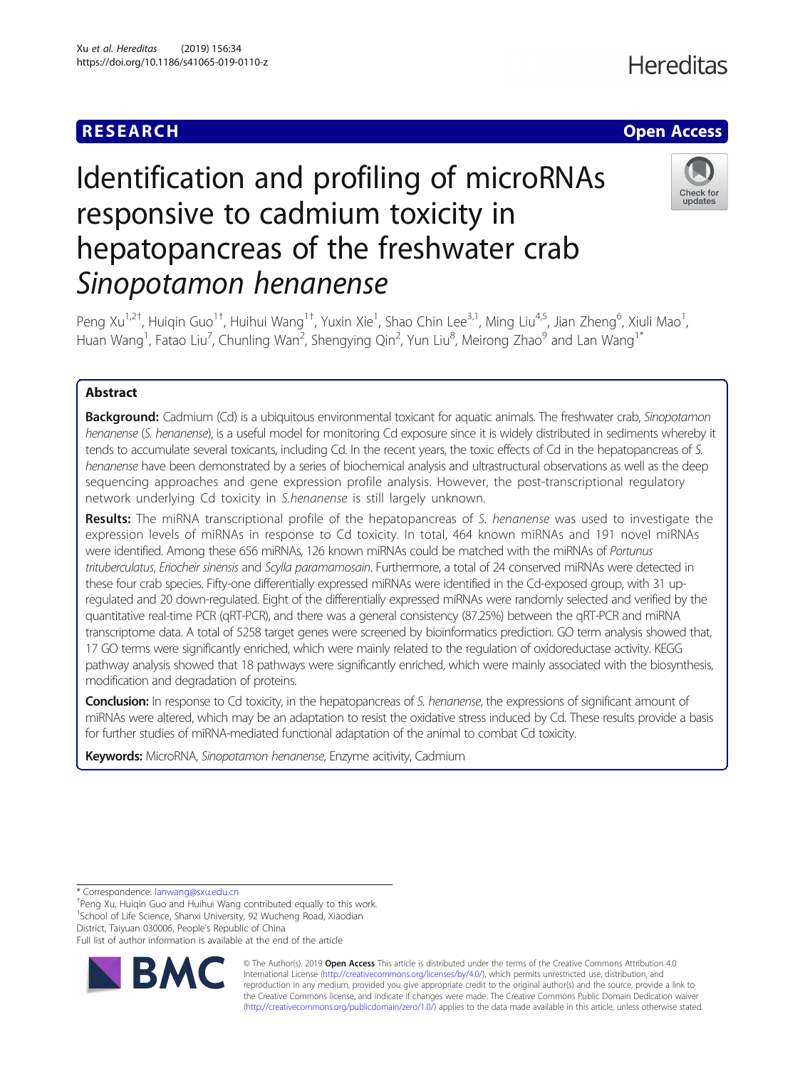RESEARCH

Open Access

# Identification and profiling of microRNAs responsive to cadmium toxicity in hepatopancreas of the freshwater crab *Sinopotamon henanense*

Peng Xu[1,2†], Huiqin Guo[1†], Huihui Wang[1†], Yuxin Xie[1], Shao Chin Lee[3,1], Ming Liu[4,5], Jian Zheng[6], Xiuli Mao[1], Huan Wang[1], Fatao Liu[7], Chunling Wan[2], Shengying Qin[2], Yun Liu[8], Meirong Zhao[9] and Lan Wang[1*]

## Abstract

**Background:** Cadmium (Cd) is a ubiquitous environmental toxicant for aquatic animals. The freshwater crab, *Sinopotamon henanense* (*S. henanense*), is a useful model for monitoring Cd exposure since it is widely distributed in sediments whereby it tends to accumulate several toxicants, including Cd. In the recent years, the toxic effects of Cd in the hepatopancreas of *S. henanense* have been demonstrated by a series of biochemical analysis and ultrastructural observations as well as the deep sequencing approaches and gene expression profile analysis. However, the post-transcriptional regulatory network underlying Cd toxicity in *S.henanense* is still largely unknown.

**Results:** The miRNA transcriptional profile of the hepatopancreas of *S. henanense* was used to investigate the expression levels of miRNAs in response to Cd toxicity. In total, 464 known miRNAs and 191 novel miRNAs were identified. Among these 656 miRNAs, 126 known miRNAs could be matched with the miRNAs of *Portunus trituberculatus*, *Eriocheir sinensis* and *Scylla paramamosain*. Furthermore, a total of 24 conserved miRNAs were detected in these four crab species. Fifty-one differentially expressed miRNAs were identified in the Cd-exposed group, with 31 up-regulated and 20 down-regulated. Eight of the differentially expressed miRNAs were randomly selected and verified by the quantitative real-time PCR (qRT-PCR), and there was a general consistency (87.25%) between the qRT-PCR and miRNA transcriptome data. A total of 5258 target genes were screened by bioinformatics prediction. GO term analysis showed that, 17 GO terms were significantly enriched, which were mainly related to the regulation of oxidoreductase activity. KEGG pathway analysis showed that 18 pathways were significantly enriched, which were mainly associated with the biosynthesis, modification and degradation of proteins.

**Conclusion:** In response to Cd toxicity, in the hepatopancreas of *S. henanense*, the expressions of significant amount of miRNAs were altered, which may be an adaptation to resist the oxidative stress induced by Cd. These results provide a basis for further studies of miRNA-mediated functional adaptation of the animal to combat Cd toxicity.

**Keywords:** MicroRNA, *Sinopotamon henanense*, Enzyme acitivity, Cadmium

* Correspondence: lanwang@sxu.edu.cn
†Peng Xu, Huiqin Guo and Huihui Wang contributed equally to this work.
[1]School of Life Science, Shanxi University, 92 Wucheng Road, Xiaodian District, Taiyuan 030006, People's Republic of China
Full list of author information is available at the end of the article

© The Author(s). 2019 **Open Access** This article is distributed under the terms of the Creative Commons Attribution 4.0 International License (http://creativecommons.org/licenses/by/4.0/), which permits unrestricted use, distribution, and reproduction in any medium, provided you give appropriate credit to the original author(s) and the source, provide a link to the Creative Commons license, and indicate if changes were made. The Creative Commons Public Domain Dedication waiver (http://creativecommons.org/publicdomain/zero/1.0/) applies to the data made available in this article, unless otherwise stated.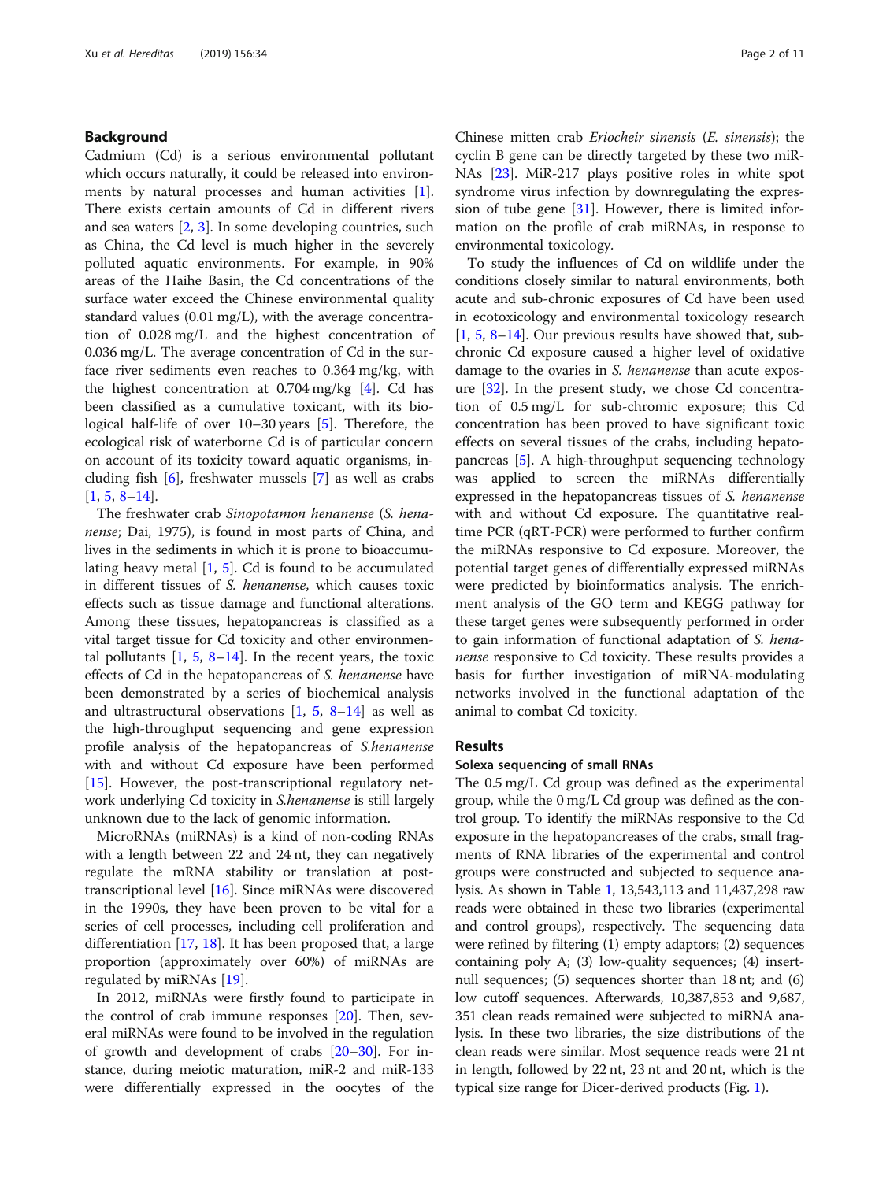## Background

Cadmium (Cd) is a serious environmental pollutant which occurs naturally, it could be released into environments by natural processes and human activities [1]. There exists certain amounts of Cd in different rivers and sea waters [2, 3]. In some developing countries, such as China, the Cd level is much higher in the severely polluted aquatic environments. For example, in 90% areas of the Haihe Basin, the Cd concentrations of the surface water exceed the Chinese environmental quality standard values (0.01 mg/L), with the average concentration of 0.028 mg/L and the highest concentration of 0.036 mg/L. The average concentration of Cd in the surface river sediments even reaches to 0.364 mg/kg, with the highest concentration at 0.704 mg/kg [4]. Cd has been classified as a cumulative toxicant, with its biological half-life of over 10–30 years [5]. Therefore, the ecological risk of waterborne Cd is of particular concern on account of its toxicity toward aquatic organisms, including fish [6], freshwater mussels [7] as well as crabs [1, 5, 8–14].

The freshwater crab *Sinopotamon henanense* (*S. henanense*; Dai, 1975), is found in most parts of China, and lives in the sediments in which it is prone to bioaccumulating heavy metal [1, 5]. Cd is found to be accumulated in different tissues of *S. henanense*, which causes toxic effects such as tissue damage and functional alterations. Among these tissues, hepatopancreas is classified as a vital target tissue for Cd toxicity and other environmental pollutants [1, 5, 8–14]. In the recent years, the toxic effects of Cd in the hepatopancreas of *S. henanense* have been demonstrated by a series of biochemical analysis and ultrastructural observations [1, 5, 8–14] as well as the high-throughput sequencing and gene expression profile analysis of the hepatopancreas of *S.henanense* with and without Cd exposure have been performed [15]. However, the post-transcriptional regulatory network underlying Cd toxicity in *S.henanense* is still largely unknown due to the lack of genomic information.

MicroRNAs (miRNAs) is a kind of non-coding RNAs with a length between 22 and 24 nt, they can negatively regulate the mRNA stability or translation at post-transcriptional level [16]. Since miRNAs were discovered in the 1990s, they have been proven to be vital for a series of cell processes, including cell proliferation and differentiation [17, 18]. It has been proposed that, a large proportion (approximately over 60%) of miRNAs are regulated by miRNAs [19].

In 2012, miRNAs were firstly found to participate in the control of crab immune responses [20]. Then, several miRNAs were found to be involved in the regulation of growth and development of crabs [20–30]. For instance, during meiotic maturation, miR-2 and miR-133 were differentially expressed in the oocytes of the Chinese mitten crab *Eriocheir sinensis* (*E. sinensis*); the cyclin B gene can be directly targeted by these two miRNAs [23]. MiR-217 plays positive roles in white spot syndrome virus infection by downregulating the expression of tube gene [31]. However, there is limited information on the profile of crab miRNAs, in response to environmental toxicology.

To study the influences of Cd on wildlife under the conditions closely similar to natural environments, both acute and sub-chronic exposures of Cd have been used in ecotoxicology and environmental toxicology research [1, 5, 8–14]. Our previous results have showed that, sub-chronic Cd exposure caused a higher level of oxidative damage to the ovaries in *S. henanense* than acute exposure [32]. In the present study, we chose Cd concentration of 0.5 mg/L for sub-chromic exposure; this Cd concentration has been proved to have significant toxic effects on several tissues of the crabs, including hepatopancreas [5]. A high-throughput sequencing technology was applied to screen the miRNAs differentially expressed in the hepatopancreas tissues of *S. henanense* with and without Cd exposure. The quantitative real-time PCR (qRT-PCR) were performed to further confirm the miRNAs responsive to Cd exposure. Moreover, the potential target genes of differentially expressed miRNAs were predicted by bioinformatics analysis. The enrichment analysis of the GO term and KEGG pathway for these target genes were subsequently performed in order to gain information of functional adaptation of *S. henanense* responsive to Cd toxicity. These results provides a basis for further investigation of miRNA-modulating networks involved in the functional adaptation of the animal to combat Cd toxicity.

## Results

### Solexa sequencing of small RNAs

The 0.5 mg/L Cd group was defined as the experimental group, while the 0 mg/L Cd group was defined as the control group. To identify the miRNAs responsive to the Cd exposure in the hepatopancreases of the crabs, small fragments of RNA libraries of the experimental and control groups were constructed and subjected to sequence analysis. As shown in Table 1, 13,543,113 and 11,437,298 raw reads were obtained in these two libraries (experimental and control groups), respectively. The sequencing data were refined by filtering (1) empty adaptors; (2) sequences containing poly A; (3) low-quality sequences; (4) insert-null sequences; (5) sequences shorter than 18 nt; and (6) low cutoff sequences. Afterwards, 10,387,853 and 9,687,351 clean reads remained were subjected to miRNA analysis. In these two libraries, the size distributions of the clean reads were similar. Most sequence reads were 21 nt in length, followed by 22 nt, 23 nt and 20 nt, which is the typical size range for Dicer-derived products (Fig. 1).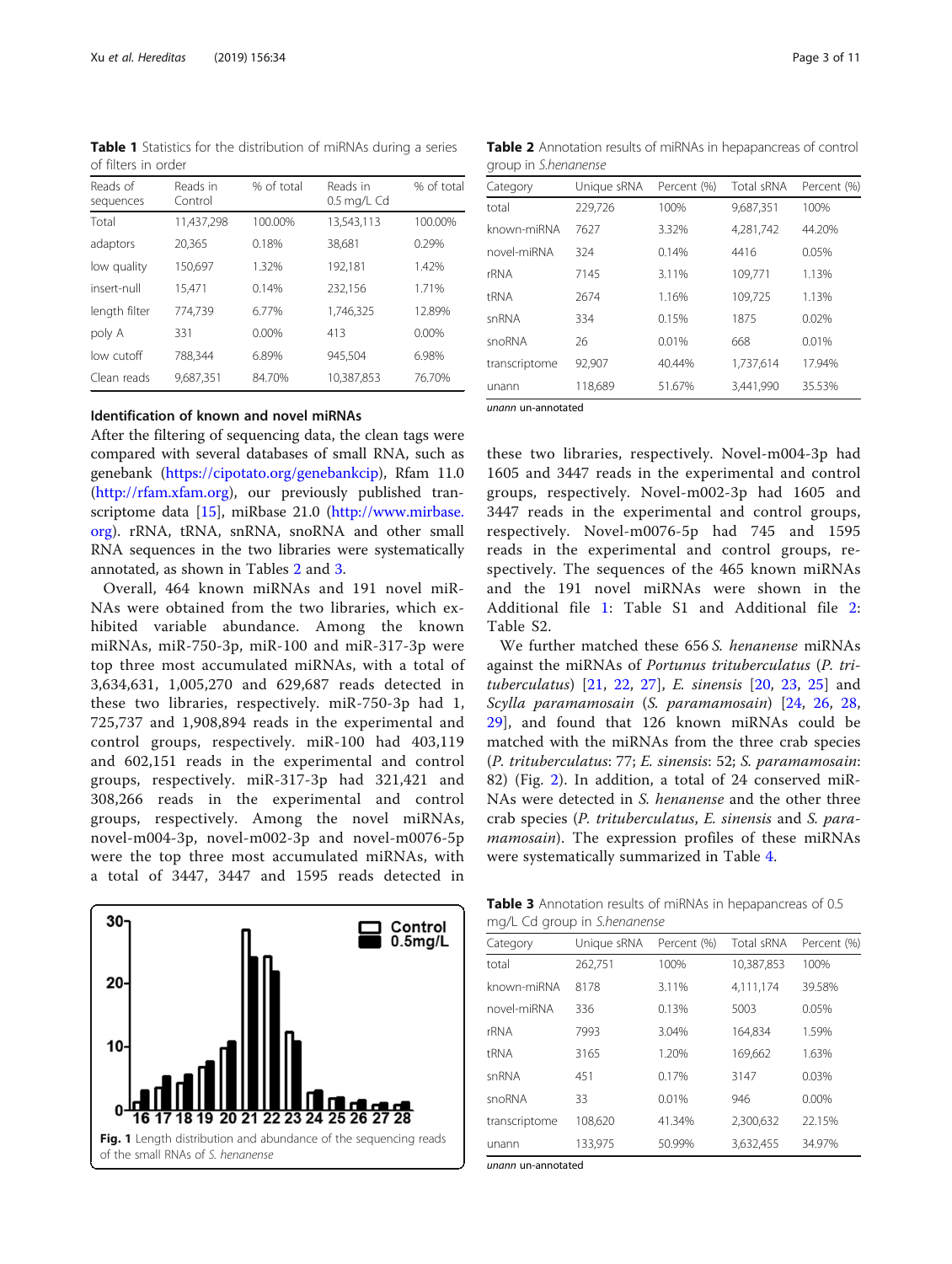**Table 1** Statistics for the distribution of miRNAs during a series of filters in order

| Reads of sequences | Reads in Control | % of total | Reads in 0.5 mg/L Cd | % of total |
|---|---|---|---|---|
| Total | 11,437,298 | 100.00% | 13,543,113 | 100.00% |
| adaptors | 20,365 | 0.18% | 38,681 | 0.29% |
| low quality | 150,697 | 1.32% | 192,181 | 1.42% |
| insert-null | 15,471 | 0.14% | 232,156 | 1.71% |
| length filter | 774,739 | 6.77% | 1,746,325 | 12.89% |
| poly A | 331 | 0.00% | 413 | 0.00% |
| low cutoff | 788,344 | 6.89% | 945,504 | 6.98% |
| Clean reads | 9,687,351 | 84.70% | 10,387,853 | 76.70% |

### Identification of known and novel miRNAs

After the filtering of sequencing data, the clean tags were compared with several databases of small RNA, such as genebank (https://cipotato.org/genebankcip), Rfam 11.0 (http://rfam.xfam.org), our previously published transcriptome data [15], miRbase 21.0 (http://www.mirbase.org). rRNA, tRNA, snRNA, snoRNA and other small RNA sequences in the two libraries were systematically annotated, as shown in Tables 2 and 3.

Overall, 464 known miRNAs and 191 novel miRNAs were obtained from the two libraries, which exhibited variable abundance. Among the known miRNAs, miR-750-3p, miR-100 and miR-317-3p were top three most accumulated miRNAs, with a total of 3,634,631, 1,005,270 and 629,687 reads detected in these two libraries, respectively. miR-750-3p had 1,725,737 and 1,908,894 reads in the experimental and control groups, respectively. miR-100 had 403,119 and 602,151 reads in the experimental and control groups, respectively. miR-317-3p had 321,421 and 308,266 reads in the experimental and control groups, respectively. Among the novel miRNAs, novel-m004-3p, novel-m002-3p and novel-m0076-5p were the top three most accumulated miRNAs, with a total of 3447, 3447 and 1595 reads detected in these two libraries, respectively. Novel-m004-3p had 1605 and 3447 reads in the experimental and control groups, respectively. Novel-m002-3p had 1605 and 3447 reads in the experimental and control groups, respectively. Novel-m0076-5p had 745 and 1595 reads in the experimental and control groups, respectively. The sequences of the 465 known miRNAs and the 191 novel miRNAs were shown in the Additional file 1: Table S1 and Additional file 2: Table S2.

We further matched these 656 *S. henanense* miRNAs against the miRNAs of *Portunus trituberculatus* (*P. trituberculatus*) [21, 22, 27], *E. sinensis* [20, 23, 25] and *Scylla paramamosain* (*S. paramamosain*) [24, 26, 28, 29], and found that 126 known miRNAs could be matched with the miRNAs from the three crab species (*P. trituberculatus*: 77; *E. sinensis*: 52; *S. paramamosain*: 82) (Fig. 2). In addition, a total of 24 conserved miRNAs were detected in *S. henanense* and the other three crab species (*P. trituberculatus*, *E. sinensis* and *S. paramamosain*). The expression profiles of these miRNAs were systematically summarized in Table 4.

**Fig. 1** Length distribution and abundance of the sequencing reads of the small RNAs of *S. henanense*

**Table 2** Annotation results of miRNAs in hepapancreas of control group in *S.henanense*

| Category | Unique sRNA | Percent (%) | Total sRNA | Percent (%) |
|---|---|---|---|---|
| total | 229,726 | 100% | 9,687,351 | 100% |
| known-miRNA | 7627 | 3.32% | 4,281,742 | 44.20% |
| novel-miRNA | 324 | 0.14% | 4416 | 0.05% |
| rRNA | 7145 | 3.11% | 109,771 | 1.13% |
| tRNA | 2674 | 1.16% | 109,725 | 1.13% |
| snRNA | 334 | 0.15% | 1875 | 0.02% |
| snoRNA | 26 | 0.01% | 668 | 0.01% |
| transcriptome | 92,907 | 40.44% | 1,737,614 | 17.94% |
| unann | 118,689 | 51.67% | 3,441,990 | 35.53% |

*unann* un-annotated

**Table 3** Annotation results of miRNAs in hepapancreas of 0.5 mg/L Cd group in *S.henanense*

| Category | Unique sRNA | Percent (%) | Total sRNA | Percent (%) |
|---|---|---|---|---|
| total | 262,751 | 100% | 10,387,853 | 100% |
| known-miRNA | 8178 | 3.11% | 4,111,174 | 39.58% |
| novel-miRNA | 336 | 0.13% | 5003 | 0.05% |
| rRNA | 7993 | 3.04% | 164,834 | 1.59% |
| tRNA | 3165 | 1.20% | 169,662 | 1.63% |
| snRNA | 451 | 0.17% | 3147 | 0.03% |
| snoRNA | 33 | 0.01% | 946 | 0.00% |
| transcriptome | 108,620 | 41.34% | 2,300,632 | 22.15% |
| unann | 133,975 | 50.99% | 3,632,455 | 34.97% |

*unann* un-annotated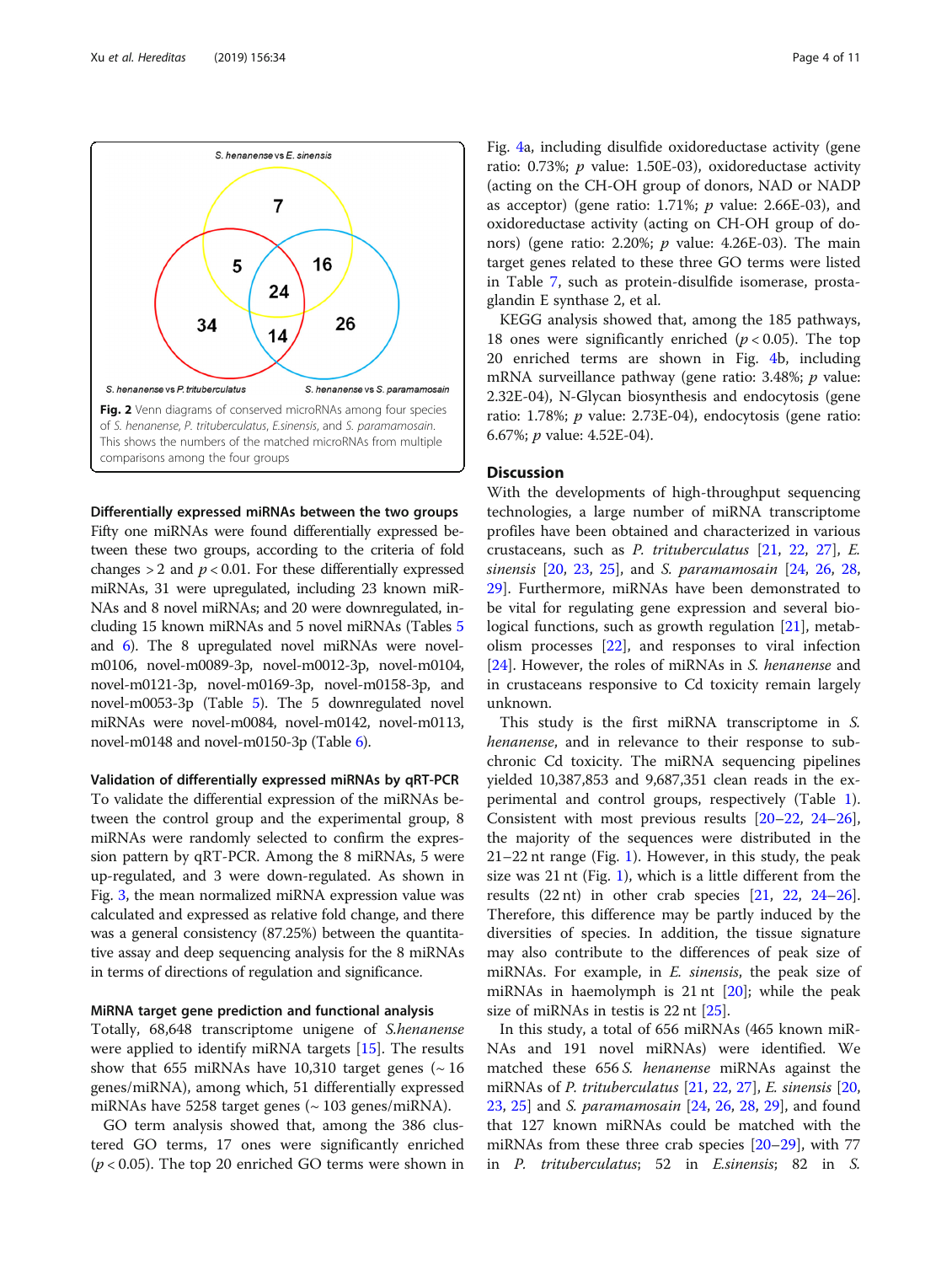Fig. 2 Venn diagrams of conserved microRNAs among four species of *S. henanense*, *P. trituberculatus*, *E.sinensis*, and *S. paramamosain*. This shows the numbers of the matched microRNAs from multiple comparisons among the four groups

### Differentially expressed miRNAs between the two groups

Fifty one miRNAs were found differentially expressed between these two groups, according to the criteria of fold changes > 2 and $p < 0.01$. For these differentially expressed miRNAs, 31 were upregulated, including 23 known miRNAs and 8 novel miRNAs; and 20 were downregulated, including 15 known miRNAs and 5 novel miRNAs (Tables 5 and 6). The 8 upregulated novel miRNAs were novel-m0106, novel-m0089-3p, novel-m0012-3p, novel-m0104, novel-m0121-3p, novel-m0169-3p, novel-m0158-3p, and novel-m0053-3p (Table 5). The 5 downregulated novel miRNAs were novel-m0084, novel-m0142, novel-m0113, novel-m0148 and novel-m0150-3p (Table 6).

### Validation of differentially expressed miRNAs by qRT-PCR

To validate the differential expression of the miRNAs between the control group and the experimental group, 8 miRNAs were randomly selected to confirm the expression pattern by qRT-PCR. Among the 8 miRNAs, 5 were up-regulated, and 3 were down-regulated. As shown in Fig. 3, the mean normalized miRNA expression value was calculated and expressed as relative fold change, and there was a general consistency (87.25%) between the quantitative assay and deep sequencing analysis for the 8 miRNAs in terms of directions of regulation and significance.

### MiRNA target gene prediction and functional analysis

Totally, 68,648 transcriptome unigene of *S.henanense* were applied to identify miRNA targets [15]. The results show that 655 miRNAs have 10,310 target genes (~ 16 genes/miRNA), among which, 51 differentially expressed miRNAs have 5258 target genes (~ 103 genes/miRNA).

GO term analysis showed that, among the 386 clustered GO terms, 17 ones were significantly enriched ($p < 0.05$). The top 20 enriched GO terms were shown in Fig. 4a, including disulfide oxidoreductase activity (gene ratio: 0.73%; $p$ value: 1.50E-03), oxidoreductase activity (acting on the CH-OH group of donors, NAD or NADP as acceptor) (gene ratio: 1.71%; $p$ value: 2.66E-03), and oxidoreductase activity (acting on CH-OH group of donors) (gene ratio: 2.20%; $p$ value: 4.26E-03). The main target genes related to these three GO terms were listed in Table 7, such as protein-disulfide isomerase, prostaglandin E synthase 2, et al.

KEGG analysis showed that, among the 185 pathways, 18 ones were significantly enriched ($p < 0.05$). The top 20 enriched terms are shown in Fig. 4b, including mRNA surveillance pathway (gene ratio: 3.48%; $p$ value: 2.32E-04), N-Glycan biosynthesis and endocytosis (gene ratio: 1.78%; $p$ value: 2.73E-04), endocytosis (gene ratio: 6.67%; $p$ value: 4.52E-04).

## Discussion

With the developments of high-throughput sequencing technologies, a large number of miRNA transcriptome profiles have been obtained and characterized in various crustaceans, such as *P. trituberculatus* [21, 22, 27], *E. sinensis* [20, 23, 25], and *S. paramamosain* [24, 26, 28, 29]. Furthermore, miRNAs have been demonstrated to be vital for regulating gene expression and several biological functions, such as growth regulation [21], metabolism processes [22], and responses to viral infection [24]. However, the roles of miRNAs in *S. henanense* and in crustaceans responsive to Cd toxicity remain largely unknown.

This study is the first miRNA transcriptome in *S. henanense*, and in relevance to their response to subchronic Cd toxicity. The miRNA sequencing pipelines yielded 10,387,853 and 9,687,351 clean reads in the experimental and control groups, respectively (Table 1). Consistent with most previous results [20–22, 24–26], the majority of the sequences were distributed in the 21–22 nt range (Fig. 1). However, in this study, the peak size was 21 nt (Fig. 1), which is a little different from the results (22 nt) in other crab species [21, 22, 24–26]. Therefore, this difference may be partly induced by the diversities of species. In addition, the tissue signature may also contribute to the differences of peak size of miRNAs. For example, in *E. sinensis*, the peak size of miRNAs in haemolymph is 21 nt [20]; while the peak size of miRNAs in testis is 22 nt [25].

In this study, a total of 656 miRNAs (465 known miRNAs and 191 novel miRNAs) were identified. We matched these 656 *S. henanense* miRNAs against the miRNAs of *P. trituberculatus* [21, 22, 27], *E. sinensis* [20, 23, 25] and *S. paramamosain* [24, 26, 28, 29], and found that 127 known miRNAs could be matched with the miRNAs from these three crab species [20–29], with 77 in *P. trituberculatus*; 52 in *E.sinensis*; 82 in *S.*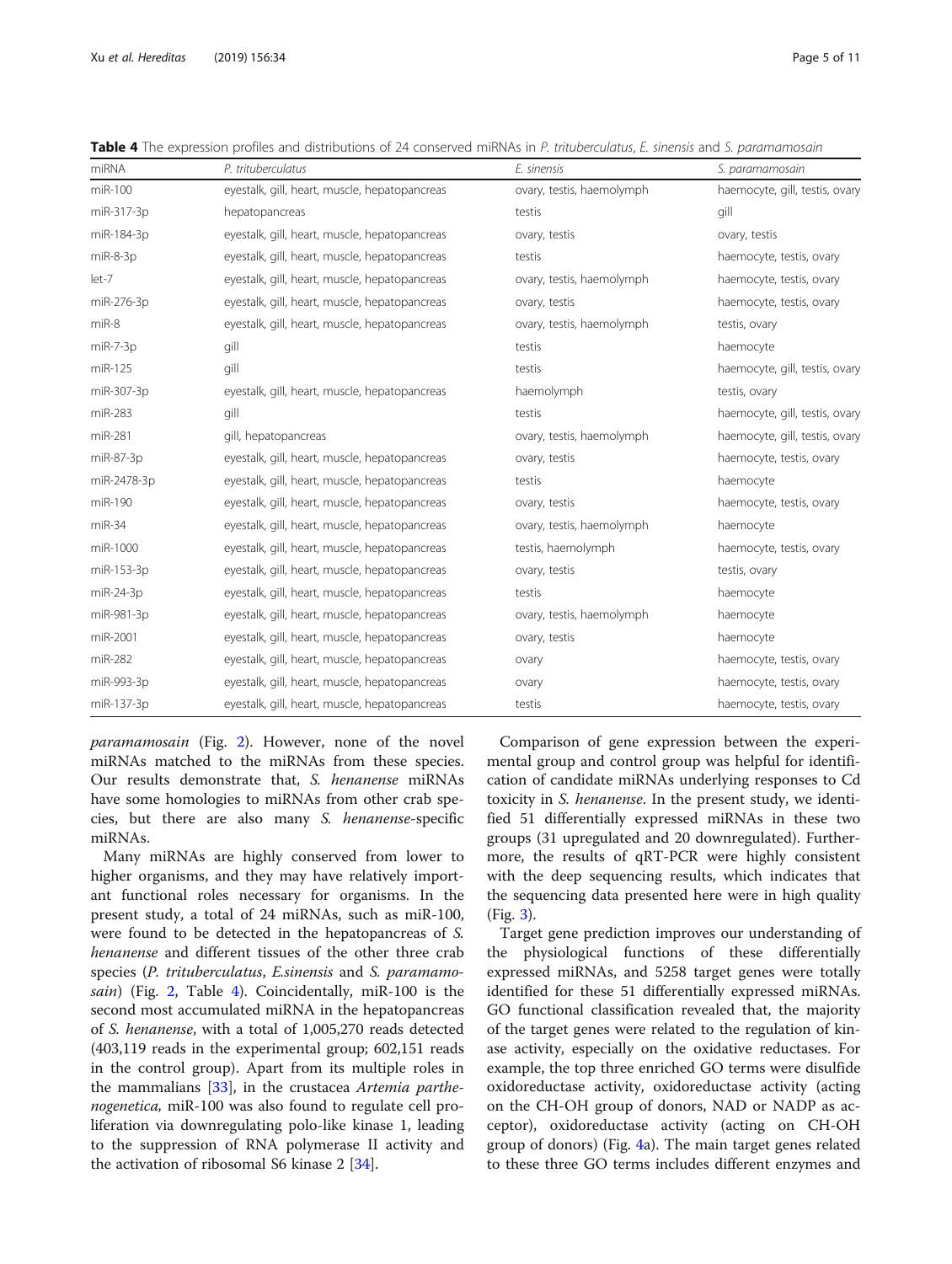**Table 4** The expression profiles and distributions of 24 conserved miRNAs in *P. trituberculatus*, *E. sinensis* and *S. paramamosain*

| miRNA | *P. trituberculatus* | *E. sinensis* | *S. paramamosain* |
|---|---|---|---|
| miR-100 | eyestalk, gill, heart, muscle, hepatopancreas | ovary, testis, haemolymph | haemocyte, gill, testis, ovary |
| miR-317-3p | hepatopancreas | testis | gill |
| miR-184-3p | eyestalk, gill, heart, muscle, hepatopancreas | ovary, testis | ovary, testis |
| miR-8-3p | eyestalk, gill, heart, muscle, hepatopancreas | testis | haemocyte, testis, ovary |
| let-7 | eyestalk, gill, heart, muscle, hepatopancreas | ovary, testis, haemolymph | haemocyte, testis, ovary |
| miR-276-3p | eyestalk, gill, heart, muscle, hepatopancreas | ovary, testis | haemocyte, testis, ovary |
| miR-8 | eyestalk, gill, heart, muscle, hepatopancreas | ovary, testis, haemolymph | testis, ovary |
| miR-7-3p | gill | testis | haemocyte |
| miR-125 | gill | testis | haemocyte, gill, testis, ovary |
| miR-307-3p | eyestalk, gill, heart, muscle, hepatopancreas | haemolymph | testis, ovary |
| miR-283 | gill | testis | haemocyte, gill, testis, ovary |
| miR-281 | gill, hepatopancreas | ovary, testis, haemolymph | haemocyte, gill, testis, ovary |
| miR-87-3p | eyestalk, gill, heart, muscle, hepatopancreas | ovary, testis | haemocyte, testis, ovary |
| miR-2478-3p | eyestalk, gill, heart, muscle, hepatopancreas | testis | haemocyte |
| miR-190 | eyestalk, gill, heart, muscle, hepatopancreas | ovary, testis | haemocyte, testis, ovary |
| miR-34 | eyestalk, gill, heart, muscle, hepatopancreas | ovary, testis, haemolymph | haemocyte |
| miR-1000 | eyestalk, gill, heart, muscle, hepatopancreas | testis, haemolymph | haemocyte, testis, ovary |
| miR-153-3p | eyestalk, gill, heart, muscle, hepatopancreas | ovary, testis | testis, ovary |
| miR-24-3p | eyestalk, gill, heart, muscle, hepatopancreas | testis | haemocyte |
| miR-981-3p | eyestalk, gill, heart, muscle, hepatopancreas | ovary, testis, haemolymph | haemocyte |
| miR-2001 | eyestalk, gill, heart, muscle, hepatopancreas | ovary, testis | haemocyte |
| miR-282 | eyestalk, gill, heart, muscle, hepatopancreas | ovary | haemocyte, testis, ovary |
| miR-993-3p | eyestalk, gill, heart, muscle, hepatopancreas | ovary | haemocyte, testis, ovary |
| miR-137-3p | eyestalk, gill, heart, muscle, hepatopancreas | testis | haemocyte, testis, ovary |

*paramamosain* (Fig. 2). However, none of the novel miRNAs matched to the miRNAs from these species. Our results demonstrate that, *S. henanense* miRNAs have some homologies to miRNAs from other crab species, but there are also many *S. henanense*-specific miRNAs.

Many miRNAs are highly conserved from lower to higher organisms, and they may have relatively important functional roles necessary for organisms. In the present study, a total of 24 miRNAs, such as miR-100, were found to be detected in the hepatopancreas of *S. henanense* and different tissues of the other three crab species (*P. trituberculatus*, *E.sinensis* and *S. paramamosain*) (Fig. 2, Table 4). Coincidentally, miR-100 is the second most accumulated miRNA in the hepatopancreas of *S. henanense*, with a total of 1,005,270 reads detected (403,119 reads in the experimental group; 602,151 reads in the control group). Apart from its multiple roles in the mammalians [33], in the crustacea *Artemia parthenogenetica,* miR-100 was also found to regulate cell proliferation via downregulating polo-like kinase 1, leading to the suppression of RNA polymerase II activity and the activation of ribosomal S6 kinase 2 [34].

Comparison of gene expression between the experimental group and control group was helpful for identification of candidate miRNAs underlying responses to Cd toxicity in *S. henanense*. In the present study, we identified 51 differentially expressed miRNAs in these two groups (31 upregulated and 20 downregulated). Furthermore, the results of qRT-PCR were highly consistent with the deep sequencing results, which indicates that the sequencing data presented here were in high quality (Fig. 3).

Target gene prediction improves our understanding of the physiological functions of these differentially expressed miRNAs, and 5258 target genes were totally identified for these 51 differentially expressed miRNAs. GO functional classification revealed that, the majority of the target genes were related to the regulation of kinase activity, especially on the oxidative reductases. For example, the top three enriched GO terms were disulfide oxidoreductase activity, oxidoreductase activity (acting on the CH-OH group of donors, NAD or NADP as acceptor), oxidoreductase activity (acting on CH-OH group of donors) (Fig. 4a). The main target genes related to these three GO terms includes different enzymes and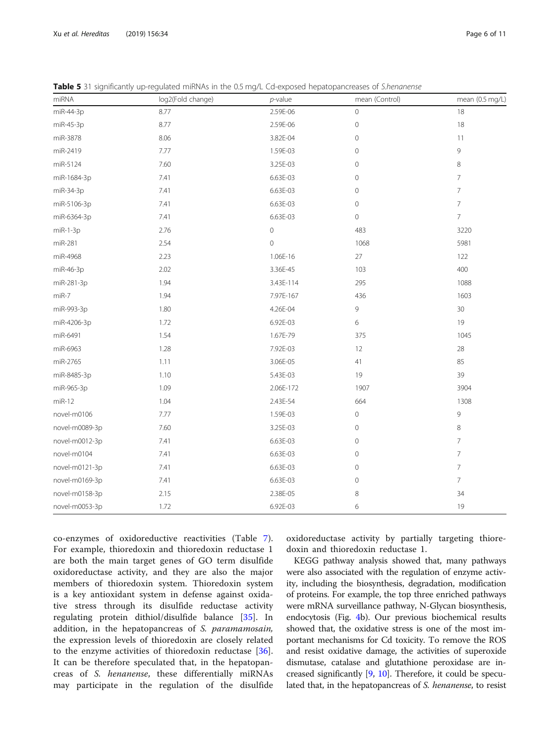**Table 5** 31 significantly up-regulated miRNAs in the 0.5 mg/L Cd-exposed hepatopancreases of *S.henanense*

| miRNA | log2(Fold change) | *p*-value | mean (Control) | mean (0.5 mg/L) |
|---|---|---|---|---|
| miR-44-3p | 8.77 | 2.59E-06 | 0 | 18 |
| miR-45-3p | 8.77 | 2.59E-06 | 0 | 18 |
| miR-3878 | 8.06 | 3.82E-04 | 0 | 11 |
| miR-2419 | 7.77 | 1.59E-03 | 0 | 9 |
| miR-5124 | 7.60 | 3.25E-03 | 0 | 8 |
| miR-1684-3p | 7.41 | 6.63E-03 | 0 | 7 |
| miR-34-3p | 7.41 | 6.63E-03 | 0 | 7 |
| miR-5106-3p | 7.41 | 6.63E-03 | 0 | 7 |
| miR-6364-3p | 7.41 | 6.63E-03 | 0 | 7 |
| miR-1-3p | 2.76 | 0 | 483 | 3220 |
| miR-281 | 2.54 | 0 | 1068 | 5981 |
| miR-4968 | 2.23 | 1.06E-16 | 27 | 122 |
| miR-46-3p | 2.02 | 3.36E-45 | 103 | 400 |
| miR-281-3p | 1.94 | 3.43E-114 | 295 | 1088 |
| miR-7 | 1.94 | 7.97E-167 | 436 | 1603 |
| miR-993-3p | 1.80 | 4.26E-04 | 9 | 30 |
| miR-4206-3p | 1.72 | 6.92E-03 | 6 | 19 |
| miR-6491 | 1.54 | 1.67E-79 | 375 | 1045 |
| miR-6963 | 1.28 | 7.92E-03 | 12 | 28 |
| miR-2765 | 1.11 | 3.06E-05 | 41 | 85 |
| miR-8485-3p | 1.10 | 5.43E-03 | 19 | 39 |
| miR-965-3p | 1.09 | 2.06E-172 | 1907 | 3904 |
| miR-12 | 1.04 | 2.43E-54 | 664 | 1308 |
| novel-m0106 | 7.77 | 1.59E-03 | 0 | 9 |
| novel-m0089-3p | 7.60 | 3.25E-03 | 0 | 8 |
| novel-m0012-3p | 7.41 | 6.63E-03 | 0 | 7 |
| novel-m0104 | 7.41 | 6.63E-03 | 0 | 7 |
| novel-m0121-3p | 7.41 | 6.63E-03 | 0 | 7 |
| novel-m0169-3p | 7.41 | 6.63E-03 | 0 | 7 |
| novel-m0158-3p | 2.15 | 2.38E-05 | 8 | 34 |
| novel-m0053-3p | 1.72 | 6.92E-03 | 6 | 19 |

co-enzymes of oxidoreductive reactivities (Table 7). For example, thioredoxin and thioredoxin reductase 1 are both the main target genes of GO term disulfide oxidoreductase activity, and they are also the major members of thioredoxin system. Thioredoxin system is a key antioxidant system in defense against oxidative stress through its disulfide reductase activity regulating protein dithiol/disulfide balance [35]. In addition, in the hepatopancreas of *S. paramamosain*, the expression levels of thioredoxin are closely related to the enzyme activities of thioredoxin reductase [36]. It can be therefore speculated that, in the hepatopancreas of *S. henanense*, these differentially miRNAs may participate in the regulation of the disulfide oxidoreductase activity by partially targeting thioredoxin and thioredoxin reductase 1.

KEGG pathway analysis showed that, many pathways were also associated with the regulation of enzyme activity, including the biosynthesis, degradation, modification of proteins. For example, the top three enriched pathways were mRNA surveillance pathway, N-Glycan biosynthesis, endocytosis (Fig. 4b). Our previous biochemical results showed that, the oxidative stress is one of the most important mechanisms for Cd toxicity. To remove the ROS and resist oxidative damage, the activities of superoxide dismutase, catalase and glutathione peroxidase are increased significantly [9, 10]. Therefore, it could be speculated that, in the hepatopancreas of *S. henanense*, to resist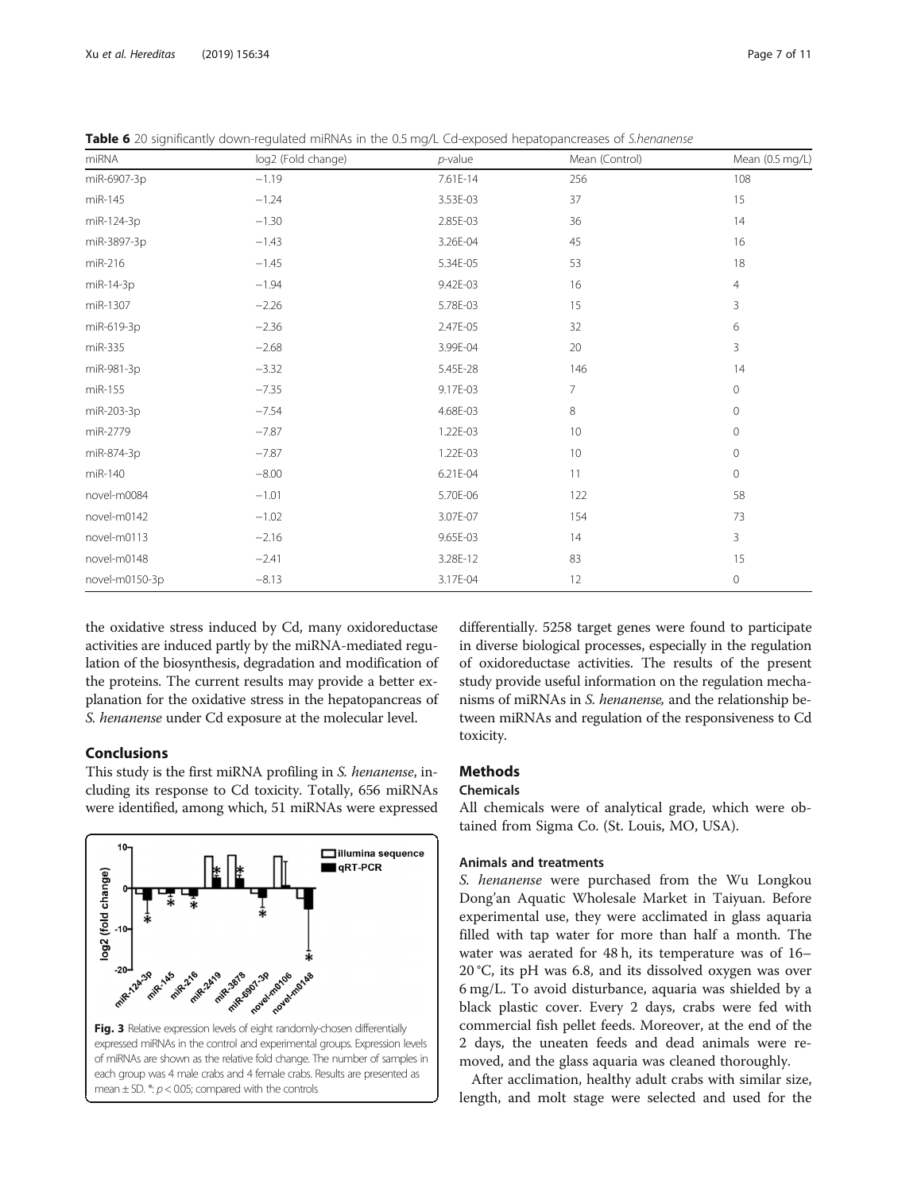**Table 6** 20 significantly down-regulated miRNAs in the 0.5 mg/L Cd-exposed hepatopancreases of *S.henanense*

| miRNA | log2 (Fold change) | *p*-value | Mean (Control) | Mean (0.5 mg/L) |
|---|---|---|---|---|
| miR-6907-3p | −1.19 | 7.61E-14 | 256 | 108 |
| miR-145 | −1.24 | 3.53E-03 | 37 | 15 |
| miR-124-3p | −1.30 | 2.85E-03 | 36 | 14 |
| miR-3897-3p | −1.43 | 3.26E-04 | 45 | 16 |
| miR-216 | −1.45 | 5.34E-05 | 53 | 18 |
| miR-14-3p | −1.94 | 9.42E-03 | 16 | 4 |
| miR-1307 | −2.26 | 5.78E-03 | 15 | 3 |
| miR-619-3p | −2.36 | 2.47E-05 | 32 | 6 |
| miR-335 | −2.68 | 3.99E-04 | 20 | 3 |
| miR-981-3p | −3.32 | 5.45E-28 | 146 | 14 |
| miR-155 | −7.35 | 9.17E-03 | 7 | 0 |
| miR-203-3p | −7.54 | 4.68E-03 | 8 | 0 |
| miR-2779 | −7.87 | 1.22E-03 | 10 | 0 |
| miR-874-3p | −7.87 | 1.22E-03 | 10 | 0 |
| miR-140 | −8.00 | 6.21E-04 | 11 | 0 |
| novel-m0084 | −1.01 | 5.70E-06 | 122 | 58 |
| novel-m0142 | −1.02 | 3.07E-07 | 154 | 73 |
| novel-m0113 | −2.16 | 9.65E-03 | 14 | 3 |
| novel-m0148 | −2.41 | 3.28E-12 | 83 | 15 |
| novel-m0150-3p | −8.13 | 3.17E-04 | 12 | 0 |

the oxidative stress induced by Cd, many oxidoreductase activities are induced partly by the miRNA-mediated regulation of the biosynthesis, degradation and modification of the proteins. The current results may provide a better explanation for the oxidative stress in the hepatopancreas of *S. henanense* under Cd exposure at the molecular level.

## Conclusions

This study is the first miRNA profiling in *S. henanense*, including its response to Cd toxicity. Totally, 656 miRNAs were identified, among which, 51 miRNAs were expressed differentially. 5258 target genes were found to participate in diverse biological processes, especially in the regulation of oxidoreductase activities. The results of the present study provide useful information on the regulation mechanisms of miRNAs in *S. henanense,* and the relationship between miRNAs and regulation of the responsiveness to Cd toxicity.

**Fig. 3** Relative expression levels of eight randomly-chosen differentially expressed miRNAs in the control and experimental groups. Expression levels of miRNAs are shown as the relative fold change. The number of samples in each group was 4 male crabs and 4 female crabs. Results are presented as mean ± SD. *: $p < 0.05$; compared with the controls

## Methods

### Chemicals

All chemicals were of analytical grade, which were obtained from Sigma Co. (St. Louis, MO, USA).

### Animals and treatments

*S. henanense* were purchased from the Wu Longkou Dong'an Aquatic Wholesale Market in Taiyuan. Before experimental use, they were acclimated in glass aquaria filled with tap water for more than half a month. The water was aerated for 48 h, its temperature was of 16–20 °C, its pH was 6.8, and its dissolved oxygen was over 6 mg/L. To avoid disturbance, aquaria was shielded by a black plastic cover. Every 2 days, crabs were fed with commercial fish pellet feeds. Moreover, at the end of the 2 days, the uneaten feeds and dead animals were removed, and the glass aquaria was cleaned thoroughly.

After acclimation, healthy adult crabs with similar size, length, and molt stage were selected and used for the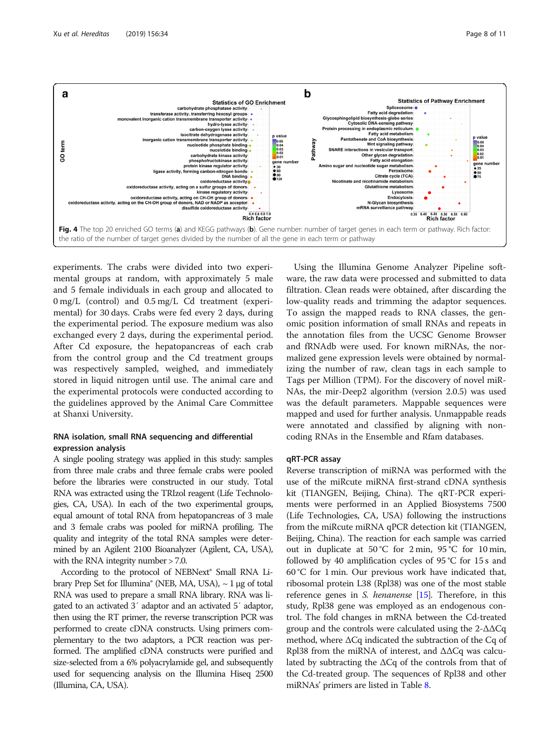Fig. 4 The top 20 enriched GO terms (**a**) and KEGG pathways (**b**). Gene number: number of target genes in each term or pathway. Rich factor: the ratio of the number of target genes divided by the number of all the gene in each term or pathway

experiments. The crabs were divided into two experimental groups at random, with approximately 5 male and 5 female individuals in each group and allocated to 0 mg/L (control) and 0.5 mg/L Cd treatment (experimental) for 30 days. Crabs were fed every 2 days, during the experimental period. The exposure medium was also exchanged every 2 days, during the experimental period. After Cd exposure, the hepatopancreas of each crab from the control group and the Cd treatment groups was respectively sampled, weighed, and immediately stored in liquid nitrogen until use. The animal care and the experimental protocols were conducted according to the guidelines approved by the Animal Care Committee at Shanxi University.

### RNA isolation, small RNA sequencing and differential expression analysis

A single pooling strategy was applied in this study: samples from three male crabs and three female crabs were pooled before the libraries were constructed in our study. Total RNA was extracted using the TRIzol reagent (Life Technologies, CA, USA). In each of the two experimental groups, equal amount of total RNA from hepatopancreas of 3 male and 3 female crabs was pooled for miRNA profiling. The quality and integrity of the total RNA samples were determined by an Agilent 2100 Bioanalyzer (Agilent, CA, USA), with the RNA integrity number > 7.0.

According to the protocol of NEBNext® Small RNA Library Prep Set for Illumina® (NEB, MA, USA), ~ 1 μg of total RNA was used to prepare a small RNA library. RNA was ligated to an activated 3′ adaptor and an activated 5′ adaptor, then using the RT primer, the reverse transcription PCR was performed to create cDNA constructs. Using primers complementary to the two adaptors, a PCR reaction was performed. The amplified cDNA constructs were purified and size-selected from a 6% polyacrylamide gel, and subsequently used for sequencing analysis on the Illumina Hiseq 2500 (Illumina, CA, USA).

Using the Illumina Genome Analyzer Pipeline software, the raw data were processed and submitted to data filtration. Clean reads were obtained, after discarding the low-quality reads and trimming the adaptor sequences. To assign the mapped reads to RNA classes, the genomic position information of small RNAs and repeats in the annotation files from the UCSC Genome Browser and fRNAdb were used. For known miRNAs, the normalized gene expression levels were obtained by normalizing the number of raw, clean tags in each sample to Tags per Million (TPM). For the discovery of novel miRNAs, the mir-Deep2 algorithm (version 2.0.5) was used was the default parameters. Mappable sequences were mapped and used for further analysis. Unmappable reads were annotated and classified by aligning with non-coding RNAs in the Ensemble and Rfam databases.

### qRT-PCR assay

Reverse transcription of miRNA was performed with the use of the miRcute miRNA first-strand cDNA synthesis kit (TIANGEN, Beijing, China). The qRT-PCR experiments were performed in an Applied Biosystems 7500 (Life Technologies, CA, USA) following the instructions from the miRcute miRNA qPCR detection kit (TIANGEN, Beijing, China). The reaction for each sample was carried out in duplicate at 50 °C for 2 min, 95 °C for 10 min, followed by 40 amplification cycles of 95 °C for 15 s and 60 °C for 1 min. Our previous work have indicated that, ribosomal protein L38 (Rpl38) was one of the most stable reference genes in *S. henanense* [15]. Therefore, in this study, Rpl38 gene was employed as an endogenous control. The fold changes in mRNA between the Cd-treated group and the controls were calculated using the $2^{-\Delta\Delta Cq}$ method, where $\Delta Cq$ indicated the subtraction of the Cq of Rpl38 from the miRNA of interest, and $\Delta\Delta Cq$ was calculated by subtracting the $\Delta Cq$ of the controls from that of the Cd-treated group. The sequences of Rpl38 and other miRNAs' primers are listed in Table 8.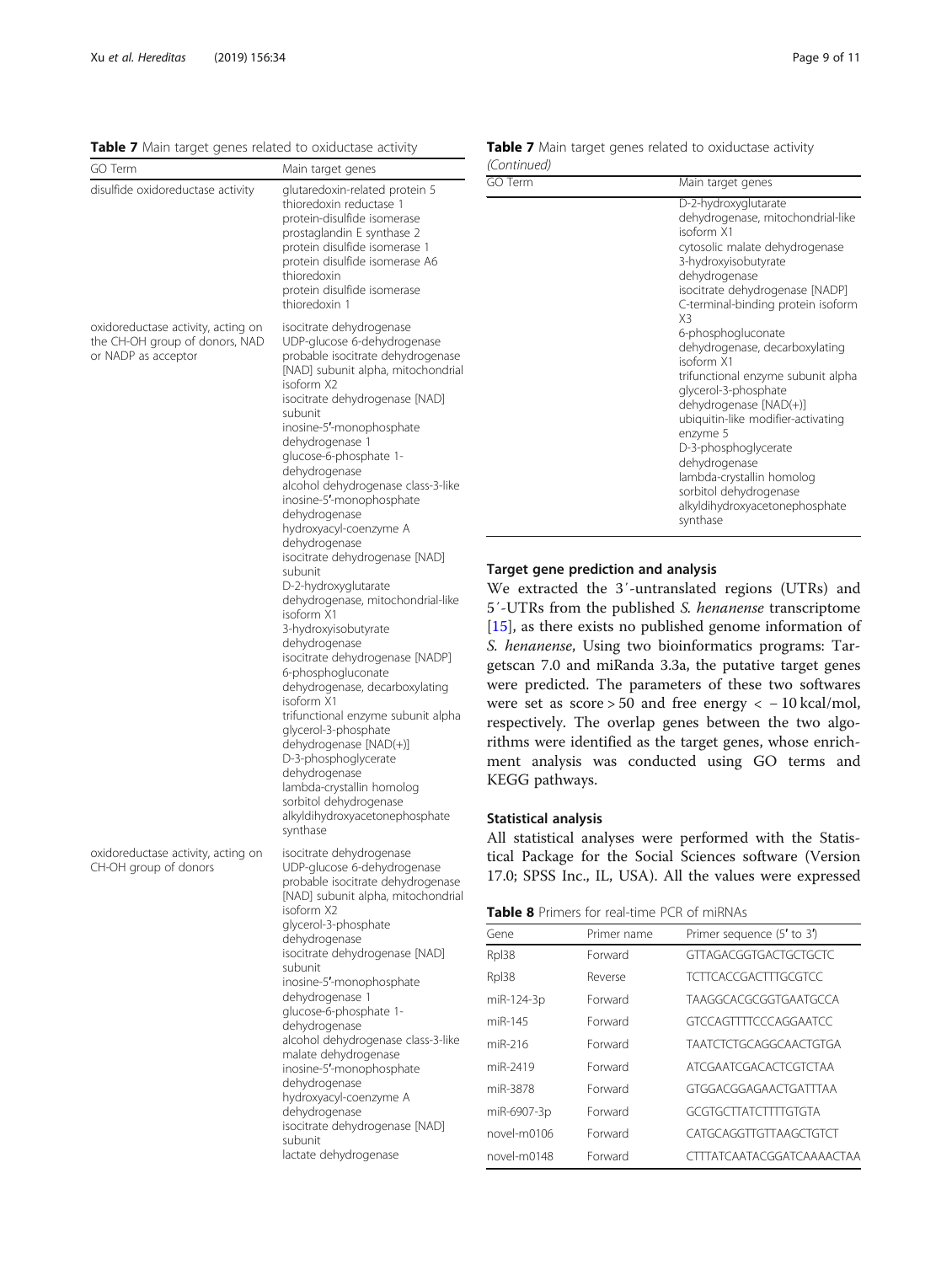**Table 7** Main target genes related to oxiductase activity

| GO Term | Main target genes |
| --- | --- |
| disulfide oxidoreductase activity | glutaredoxin-related protein 5<br>thioredoxin reductase 1<br>protein-disulfide isomerase<br>prostaglandin E synthase 2<br>protein disulfide isomerase 1<br>protein disulfide isomerase A6<br>thioredoxin<br>protein disulfide isomerase<br>thioredoxin 1 |
| oxidoreductase activity, acting on the CH-OH group of donors, NAD or NADP as acceptor | isocitrate dehydrogenase<br>UDP-glucose 6-dehydrogenase<br>probable isocitrate dehydrogenase [NAD] subunit alpha, mitochondrial isoform X2<br>isocitrate dehydrogenase [NAD] subunit<br>inosine-5′-monophosphate dehydrogenase 1<br>glucose-6-phosphate 1-dehydrogenase<br>alcohol dehydrogenase class-3-like<br>inosine-5′-monophosphate dehydrogenase<br>hydroxyacyl-coenzyme A dehydrogenase<br>isocitrate dehydrogenase [NAD] subunit<br>D-2-hydroxyglutarate dehydrogenase, mitochondrial-like isoform X1<br>3-hydroxyisobutyrate dehydrogenase<br>isocitrate dehydrogenase [NADP]<br>6-phosphogluconate dehydrogenase, decarboxylating isoform X1<br>trifunctional enzyme subunit alpha<br>glycerol-3-phosphate dehydrogenase [NAD(+)]<br>D-3-phosphoglycerate dehydrogenase<br>lambda-crystallin homolog<br>sorbitol dehydrogenase<br>alkyldihydroxyacetonephosphate synthase |
| oxidoreductase activity, acting on CH-OH group of donors | isocitrate dehydrogenase<br>UDP-glucose 6-dehydrogenase<br>probable isocitrate dehydrogenase [NAD] subunit alpha, mitochondrial isoform X2<br>glycerol-3-phosphate dehydrogenase<br>isocitrate dehydrogenase [NAD] subunit<br>inosine-5′-monophosphate dehydrogenase 1<br>glucose-6-phosphate 1-dehydrogenase<br>alcohol dehydrogenase class-3-like<br>malate dehydrogenase<br>inosine-5′-monophosphate dehydrogenase<br>hydroxyacyl-coenzyme A dehydrogenase<br>isocitrate dehydrogenase [NAD] subunit<br>lactate dehydrogenase<br>D-2-hydroxyglutarate dehydrogenase, mitochondrial-like isoform X1<br>cytosolic malate dehydrogenase<br>3-hydroxyisobutyrate dehydrogenase<br>isocitrate dehydrogenase [NADP]<br>C-terminal-binding protein isoform X3<br>6-phosphogluconate dehydrogenase, decarboxylating isoform X1<br>trifunctional enzyme subunit alpha<br>glycerol-3-phosphate dehydrogenase [NAD(+)]<br>ubiquitin-like modifier-activating enzyme 5<br>D-3-phosphoglycerate dehydrogenase<br>lambda-crystallin homolog<br>sorbitol dehydrogenase<br>alkyldihydroxyacetonephosphate synthase |

### Target gene prediction and analysis

We extracted the 3′-untranslated regions (UTRs) and 5′-UTRs from the published *S. henanense* transcriptome [15], as there exists no published genome information of *S. henanense*, Using two bioinformatics programs: Targetscan 7.0 and miRanda 3.3a, the putative target genes were predicted. The parameters of these two softwares were set as score > 50 and free energy < − 10 kcal/mol, respectively. The overlap genes between the two algorithms were identified as the target genes, whose enrichment analysis was conducted using GO terms and KEGG pathways.

### Statistical analysis

All statistical analyses were performed with the Statistical Package for the Social Sciences software (Version 17.0; SPSS Inc., IL, USA). All the values were expressed

**Table 8** Primers for real-time PCR of miRNAs

| Gene | Primer name | Primer sequence (5′ to 3′) |
| --- | --- | --- |
| Rpl38 | Forward | GTTAGACGGTGACTGCTGCTC |
| Rpl38 | Reverse | TCTTCACCGACTTTGCGTCC |
| miR-124-3p | Forward | TAAGGCACGCGGTGAATGCCA |
| miR-145 | Forward | GTCCAGTTTTCCCAGGAATCC |
| miR-216 | Forward | TAATCTCTGCAGGCAACTGTGA |
| miR-2419 | Forward | ATCGAATCGACACTCGTCTAA |
| miR-3878 | Forward | GTGGACGGAGAACTGATTTAA |
| miR-6907-3p | Forward | GCGTGCTTATCTTTTGTGTA |
| novel-m0106 | Forward | CATGCAGGTTGTTAAGCTGTCT |
| novel-m0148 | Forward | CTTTATCAATACGGATCAAAACTAA |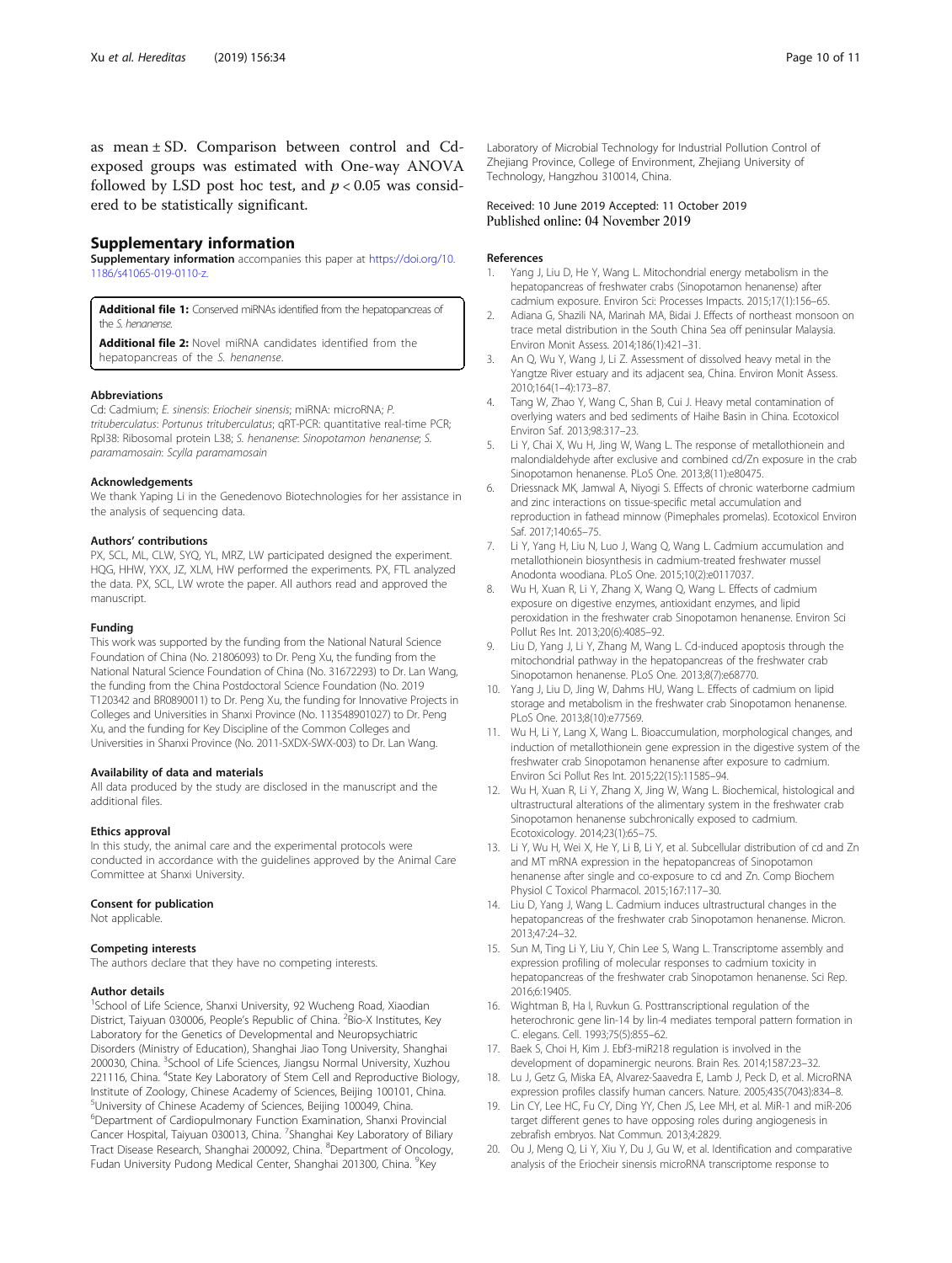as mean ± SD. Comparison between control and Cd-exposed groups was estimated with One-way ANOVA followed by LSD post hoc test, and $p < 0.05$ was considered to be statistically significant.

## Supplementary information

**Supplementary information** accompanies this paper at https://doi.org/10.1186/s41065-019-0110-z.

**Additional file 1:** Conserved miRNAs identified from the hepatopancreas of the *S. henanense*.

**Additional file 2:** Novel miRNA candidates identified from the hepatopancreas of the *S. henanense*.

### Abbreviations

Cd: Cadmium; *E. sinensis*: *Eriocheir sinensis*; miRNA: microRNA; *P. trituberculatus*: *Portunus trituberculatus*; qRT-PCR: quantitative real-time PCR; Rpl38: Ribosomal protein L38; *S. henanense*: *Sinopotamon henanense*; *S. paramamosain*: *Scylla paramamosain*

### Acknowledgements

We thank Yaping Li in the Genedenovo Biotechnologies for her assistance in the analysis of sequencing data.

### Authors' contributions

PX, SCL, ML, CLW, SYQ, YL, MRZ, LW participated designed the experiment. HQG, HHW, YXX, JZ, XLM, HW performed the experiments. PX, FTL analyzed the data. PX, SCL, LW wrote the paper. All authors read and approved the manuscript.

### Funding

This work was supported by the funding from the National Natural Science Foundation of China (No. 21806093) to Dr. Peng Xu, the funding from the National Natural Science Foundation of China (No. 31672293) to Dr. Lan Wang, the funding from the China Postdoctoral Science Foundation (No. 2019 T120342 and BR0890011) to Dr. Peng Xu, the funding for Innovative Projects in Colleges and Universities in Shanxi Province (No. 113548901027) to Dr. Peng Xu, and the funding for Key Discipline of the Common Colleges and Universities in Shanxi Province (No. 2011-SXDX-SWX-003) to Dr. Lan Wang.

### Availability of data and materials

All data produced by the study are disclosed in the manuscript and the additional files.

### Ethics approval

In this study, the animal care and the experimental protocols were conducted in accordance with the guidelines approved by the Animal Care Committee at Shanxi University.

### Consent for publication

Not applicable.

### Competing interests

The authors declare that they have no competing interests.

### Author details

[1]School of Life Science, Shanxi University, 92 Wucheng Road, Xiaodian District, Taiyuan 030006, People's Republic of China. [2]Bio-X Institutes, Key Laboratory for the Genetics of Developmental and Neuropsychiatric Disorders (Ministry of Education), Shanghai Jiao Tong University, Shanghai 200030, China. [3]School of Life Sciences, Jiangsu Normal University, Xuzhou 221116, China. [4]State Key Laboratory of Stem Cell and Reproductive Biology, Institute of Zoology, Chinese Academy of Sciences, Beijing 100101, China. [5]University of Chinese Academy of Sciences, Beijing 100049, China. [6]Department of Cardiopulmonary Function Examination, Shanxi Provincial Cancer Hospital, Taiyuan 030013, China. [7]Shanghai Key Laboratory of Biliary Tract Disease Research, Shanghai 200092, China. [8]Department of Oncology, Fudan University Pudong Medical Center, Shanghai 201300, China. [9]Key Laboratory of Microbial Technology for Industrial Pollution Control of Zhejiang Province, College of Environment, Zhejiang University of Technology, Hangzhou 310014, China.

Received: 10 June 2019 Accepted: 11 October 2019
Published online: 04 November 2019

### References

1. Yang J, Liu D, He Y, Wang L. Mitochondrial energy metabolism in the hepatopancreas of freshwater crabs (Sinopotamon henanense) after cadmium exposure. Environ Sci: Processes Impacts. 2015;17(1):156–65.
2. Adiana G, Shazili NA, Marinah MA, Bidai J. Effects of northeast monsoon on trace metal distribution in the South China Sea off peninsular Malaysia. Environ Monit Assess. 2014;186(1):421–31.
3. An Q, Wu Y, Wang J, Li Z. Assessment of dissolved heavy metal in the Yangtze River estuary and its adjacent sea, China. Environ Monit Assess. 2010;164(1–4):173–87.
4. Tang W, Zhao Y, Wang C, Shan B, Cui J. Heavy metal contamination of overlying waters and bed sediments of Haihe Basin in China. Ecotoxicol Environ Saf. 2013;98:317–23.
5. Li Y, Chai X, Wu H, Jing W, Wang L. The response of metallothionein and malondialdehyde after exclusive and combined cd/Zn exposure in the crab Sinopotamon henanense. PLoS One. 2013;8(11):e80475.
6. Driessnack MK, Jamwal A, Niyogi S. Effects of chronic waterborne cadmium and zinc interactions on tissue-specific metal accumulation and reproduction in fathead minnow (Pimephales promelas). Ecotoxicol Environ Saf. 2017;140:65–75.
7. Li Y, Yang H, Liu N, Luo J, Wang Q, Wang L. Cadmium accumulation and metallothionein biosynthesis in cadmium-treated freshwater mussel Anodonta woodiana. PLoS One. 2015;10(2):e0117037.
8. Wu H, Xuan R, Li Y, Zhang X, Wang Q, Wang L. Effects of cadmium exposure on digestive enzymes, antioxidant enzymes, and lipid peroxidation in the freshwater crab Sinopotamon henanense. Environ Sci Pollut Res Int. 2013;20(6):4085–92.
9. Liu D, Yang J, Li Y, Zhang M, Wang L. Cd-induced apoptosis through the mitochondrial pathway in the hepatopancreas of the freshwater crab Sinopotamon henanense. PLoS One. 2013;8(7):e68770.
10. Yang J, Liu D, Jing W, Dahms HU, Wang L. Effects of cadmium on lipid storage and metabolism in the freshwater crab Sinopotamon henanense. PLoS One. 2013;8(10):e77569.
11. Wu H, Li Y, Lang X, Wang L. Bioaccumulation, morphological changes, and induction of metallothionein gene expression in the digestive system of the freshwater crab Sinopotamon henanense after exposure to cadmium. Environ Sci Pollut Res Int. 2015;22(15):11585–94.
12. Wu H, Xuan R, Li Y, Zhang X, Jing W, Wang L. Biochemical, histological and ultrastructural alterations of the alimentary system in the freshwater crab Sinopotamon henanense subchronically exposed to cadmium. Ecotoxicology. 2014;23(1):65–75.
13. Li Y, Wu H, Wei X, He Y, Li B, Li Y, et al. Subcellular distribution of cd and Zn and MT mRNA expression in the hepatopancreas of Sinopotamon henanense after single and co-exposure to cd and Zn. Comp Biochem Physiol C Toxicol Pharmacol. 2015;167:117–30.
14. Liu D, Yang J, Wang L. Cadmium induces ultrastructural changes in the hepatopancreas of the freshwater crab Sinopotamon henanense. Micron. 2013;47:24–32.
15. Sun M, Ting Li Y, Liu Y, Chin Lee S, Wang L. Transcriptome assembly and expression profiling of molecular responses to cadmium toxicity in hepatopancreas of the freshwater crab Sinopotamon henanense. Sci Rep. 2016;6:19405.
16. Wightman B, Ha I, Ruvkun G. Posttranscriptional regulation of the heterochronic gene lin-14 by lin-4 mediates temporal pattern formation in C. elegans. Cell. 1993;75(5):855–62.
17. Baek S, Choi H, Kim J. Ebf3-miR218 regulation is involved in the development of dopaminergic neurons. Brain Res. 2014;1587:23–32.
18. Lu J, Getz G, Miska EA, Alvarez-Saavedra E, Lamb J, Peck D, et al. MicroRNA expression profiles classify human cancers. Nature. 2005;435(7043):834–8.
19. Lin CY, Lee HC, Fu CY, Ding YY, Chen JS, Lee MH, et al. MiR-1 and miR-206 target different genes to have opposing roles during angiogenesis in zebrafish embryos. Nat Commun. 2013;4:2829.
20. Ou J, Meng Q, Li Y, Xiu Y, Du J, Gu W, et al. Identification and comparative analysis of the Eriocheir sinensis microRNA transcriptome response to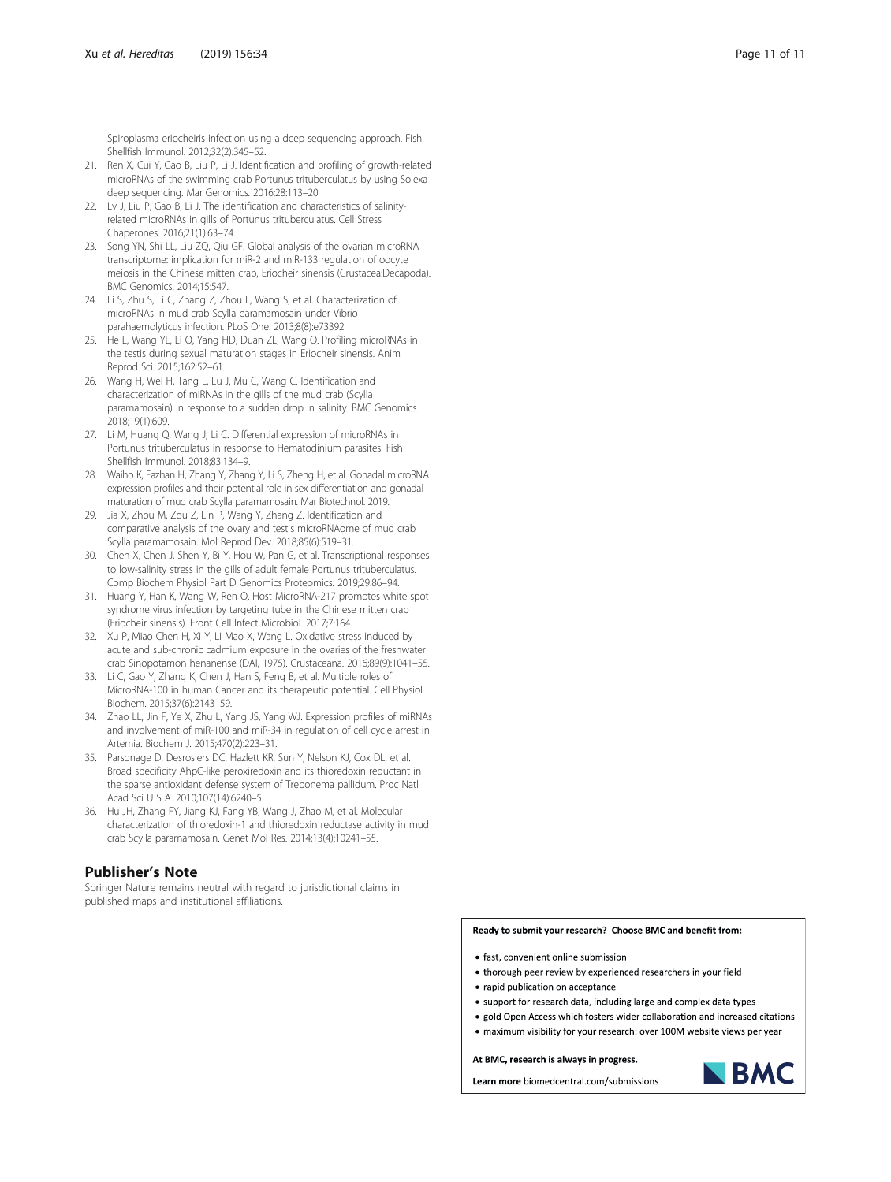Spiroplasma eriocheiris infection using a deep sequencing approach. Fish Shellfish Immunol. 2012;32(2):345–52.

21. Ren X, Cui Y, Gao B, Liu P, Li J. Identification and profiling of growth-related microRNAs of the swimming crab Portunus trituberculatus by using Solexa deep sequencing. Mar Genomics. 2016;28:113–20.
22. Lv J, Liu P, Gao B, Li J. The identification and characteristics of salinity-related microRNAs in gills of Portunus trituberculatus. Cell Stress Chaperones. 2016;21(1):63–74.
23. Song YN, Shi LL, Liu ZQ, Qiu GF. Global analysis of the ovarian microRNA transcriptome: implication for miR-2 and miR-133 regulation of oocyte meiosis in the Chinese mitten crab, Eriocheir sinensis (Crustacea:Decapoda). BMC Genomics. 2014;15:547.
24. Li S, Zhu S, Li C, Zhang Z, Zhou L, Wang S, et al. Characterization of microRNAs in mud crab Scylla paramamosain under Vibrio parahaemolyticus infection. PLoS One. 2013;8(8):e73392.
25. He L, Wang YL, Li Q, Yang HD, Duan ZL, Wang Q. Profiling microRNAs in the testis during sexual maturation stages in Eriocheir sinensis. Anim Reprod Sci. 2015;162:52–61.
26. Wang H, Wei H, Tang L, Lu J, Mu C, Wang C. Identification and characterization of miRNAs in the gills of the mud crab (Scylla paramamosain) in response to a sudden drop in salinity. BMC Genomics. 2018;19(1):609.
27. Li M, Huang Q, Wang J, Li C. Differential expression of microRNAs in Portunus trituberculatus in response to Hematodinium parasites. Fish Shellfish Immunol. 2018;83:134–9.
28. Waiho K, Fazhan H, Zhang Y, Zhang Y, Li S, Zheng H, et al. Gonadal microRNA expression profiles and their potential role in sex differentiation and gonadal maturation of mud crab Scylla paramamosain. Mar Biotechnol. 2019.
29. Jia X, Zhou M, Zou Z, Lin P, Wang Y, Zhang Z. Identification and comparative analysis of the ovary and testis microRNAome of mud crab Scylla paramamosain. Mol Reprod Dev. 2018;85(6):519–31.
30. Chen X, Chen J, Shen Y, Bi Y, Hou W, Pan G, et al. Transcriptional responses to low-salinity stress in the gills of adult female Portunus trituberculatus. Comp Biochem Physiol Part D Genomics Proteomics. 2019;29:86–94.
31. Huang Y, Han K, Wang W, Ren Q. Host MicroRNA-217 promotes white spot syndrome virus infection by targeting tube in the Chinese mitten crab (Eriocheir sinensis). Front Cell Infect Microbiol. 2017;7:164.
32. Xu P, Miao Chen H, Xi Y, Li Mao X, Wang L. Oxidative stress induced by acute and sub-chronic cadmium exposure in the ovaries of the freshwater crab Sinopotamon henanense (DAI, 1975). Crustaceana. 2016;89(9):1041–55.
33. Li C, Gao Y, Zhang K, Chen J, Han S, Feng B, et al. Multiple roles of MicroRNA-100 in human Cancer and its therapeutic potential. Cell Physiol Biochem. 2015;37(6):2143–59.
34. Zhao LL, Jin F, Ye X, Zhu L, Yang JS, Yang WJ. Expression profiles of miRNAs and involvement of miR-100 and miR-34 in regulation of cell cycle arrest in Artemia. Biochem J. 2015;470(2):223–31.
35. Parsonage D, Desrosiers DC, Hazlett KR, Sun Y, Nelson KJ, Cox DL, et al. Broad specificity AhpC-like peroxiredoxin and its thioredoxin reductant in the sparse antioxidant defense system of Treponema pallidum. Proc Natl Acad Sci U S A. 2010;107(14):6240–5.
36. Hu JH, Zhang FY, Jiang KJ, Fang YB, Wang J, Zhao M, et al. Molecular characterization of thioredoxin-1 and thioredoxin reductase activity in mud crab Scylla paramamosain. Genet Mol Res. 2014;13(4):10241–55.

## Publisher's Note

Springer Nature remains neutral with regard to jurisdictional claims in published maps and institutional affiliations.

**Ready to submit your research? Choose BMC and benefit from:**

- fast, convenient online submission
- thorough peer review by experienced researchers in your field
- rapid publication on acceptance
- support for research data, including large and complex data types
- gold Open Access which fosters wider collaboration and increased citations
- maximum visibility for your research: over 100M website views per year

**At BMC, research is always in progress.**

**Learn more** biomedcentral.com/submissions

BMC